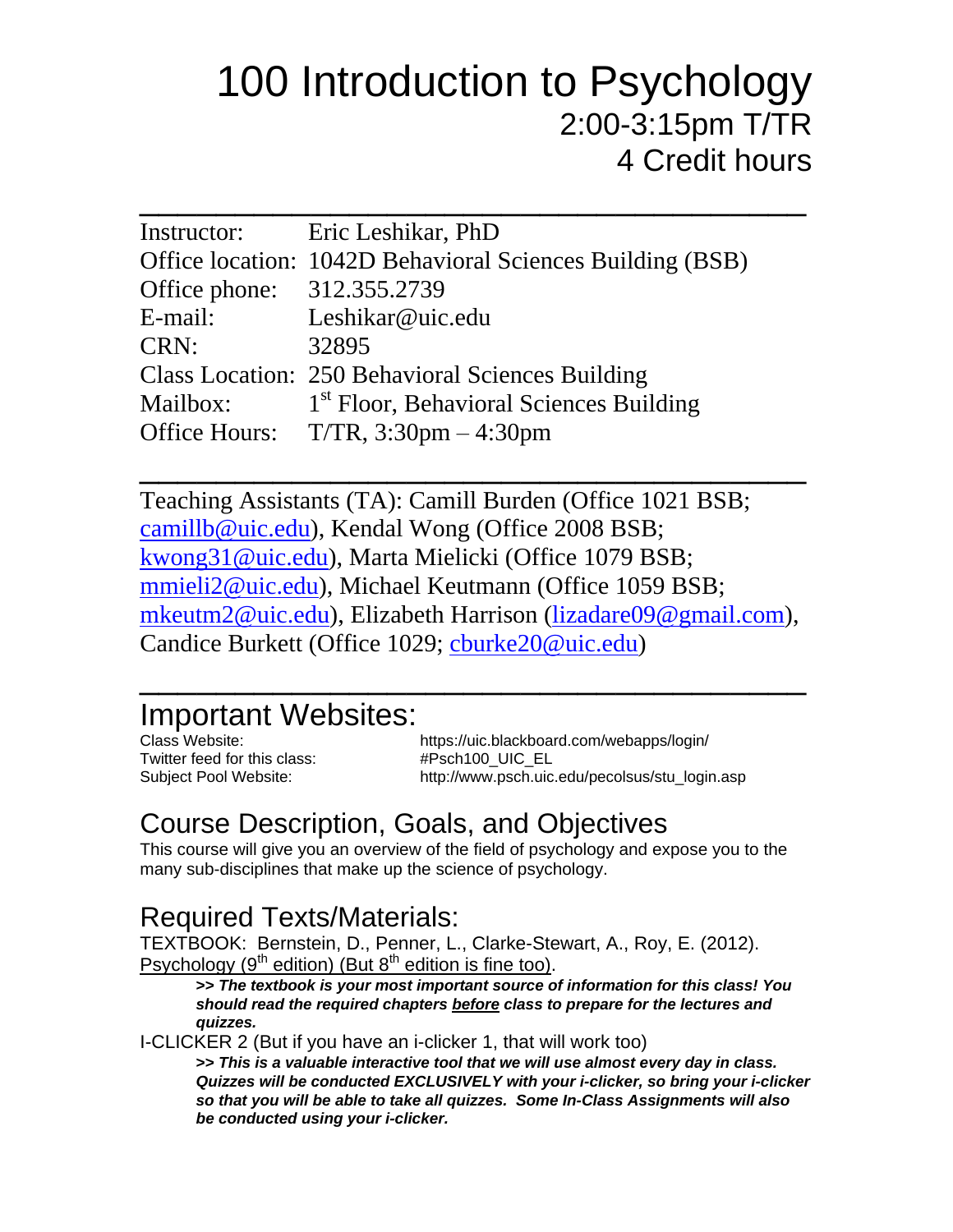# 100 Introduction to Psychology

## 2:00-3:15pm T/TR
## 4 Credit hours

---

| | |
|---|---|
| Instructor: | Eric Leshikar, PhD |
| Office location: | 1042D Behavioral Sciences Building (BSB) |
| Office phone: | 312.355.2739 |
| E-mail: | Leshikar@uic.edu |
| CRN: | 32895 |
| Class Location: | 250 Behavioral Sciences Building |
| Mailbox: | 1st Floor, Behavioral Sciences Building |
| Office Hours: | T/TR, 3:30pm – 4:30pm |

---

Teaching Assistants (TA): Camill Burden (Office 1021 BSB; camillb@uic.edu), Kendal Wong (Office 2008 BSB; kwong31@uic.edu), Marta Mielicki (Office 1079 BSB; mmieli2@uic.edu), Michael Keutmann (Office 1059 BSB; mkeutm2@uic.edu), Elizabeth Harrison (lizadare09@gmail.com), Candice Burkett (Office 1029; cburke20@uic.edu)

---

## Important Websites:

| | |
|---|---|
| Class Website: | https://uic.blackboard.com/webapps/login/ |
| Twitter feed for this class: | #Psch100_UIC_EL |
| Subject Pool Website: | http://www.psch.uic.edu/pecolsus/stu_login.asp |

## Course Description, Goals, and Objectives

This course will give you an overview of the field of psychology and expose you to the many sub-disciplines that make up the science of psychology.

## Required Texts/Materials:

TEXTBOOK: Bernstein, D., Penner, L., Clarke-Stewart, A., Roy, E. (2012). Psychology (9th edition) (But 8th edition is fine too).

> ***>> The textbook is your most important source of information for this class! You should read the required chapters before class to prepare for the lectures and quizzes.***

I-CLICKER 2 (But if you have an i-clicker 1, that will work too)

> ***>> This is a valuable interactive tool that we will use almost every day in class. Quizzes will be conducted EXCLUSIVELY with your i-clicker, so bring your i-clicker so that you will be able to take all quizzes. Some In-Class Assignments will also be conducted using your i-clicker.***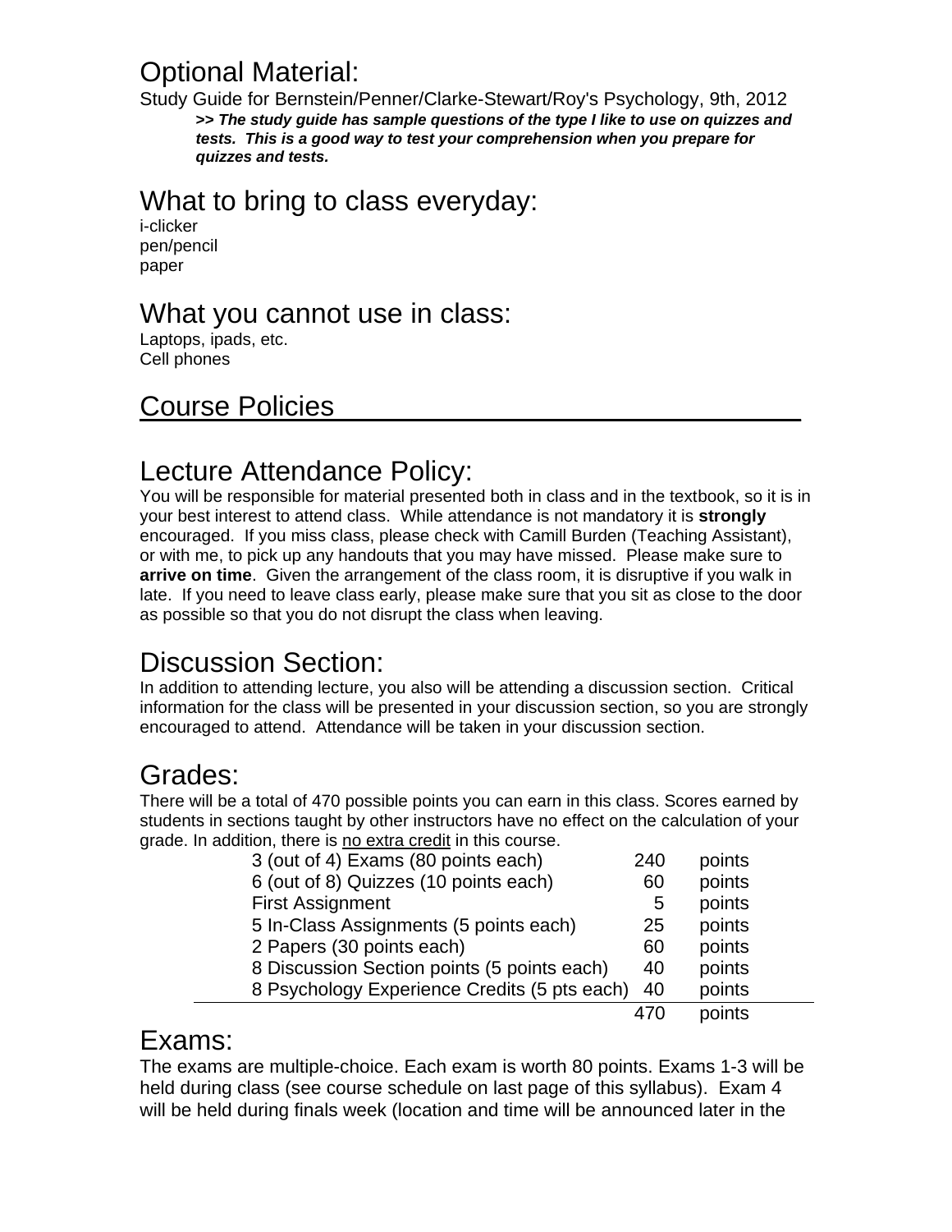## Optional Material:

Study Guide for Bernstein/Penner/Clarke-Stewart/Roy's Psychology, 9th, 2012

> ***>> The study guide has sample questions of the type I like to use on quizzes and tests. This is a good way to test your comprehension when you prepare for quizzes and tests.***

## What to bring to class everyday:

i-clicker
pen/pencil
paper

## What you cannot use in class:

Laptops, ipads, etc.
Cell phones

# Course Policies

## Lecture Attendance Policy:

You will be responsible for material presented both in class and in the textbook, so it is in your best interest to attend class. While attendance is not mandatory it is **strongly** encouraged. If you miss class, please check with Camill Burden (Teaching Assistant), or with me, to pick up any handouts that you may have missed. Please make sure to **arrive on time**. Given the arrangement of the class room, it is disruptive if you walk in late. If you need to leave class early, please make sure that you sit as close to the door as possible so that you do not disrupt the class when leaving.

## Discussion Section:

In addition to attending lecture, you also will be attending a discussion section. Critical information for the class will be presented in your discussion section, so you are strongly encouraged to attend. Attendance will be taken in your discussion section.

## Grades:

There will be a total of 470 possible points you can earn in this class. Scores earned by students in sections taught by other instructors have no effect on the calculation of your grade. In addition, there is <u>no extra credit</u> in this course.

| | | |
|---|---|---|
| 3 (out of 4) Exams (80 points each) | 240 | points |
| 6 (out of 8) Quizzes (10 points each) | 60 | points |
| First Assignment | 5 | points |
| 5 In-Class Assignments (5 points each) | 25 | points |
| 2 Papers (30 points each) | 60 | points |
| 8 Discussion Section points (5 points each) | 40 | points |
| 8 Psychology Experience Credits (5 pts each) | 40 | points |
| | 470 | points |

## Exams:

The exams are multiple-choice. Each exam is worth 80 points. Exams 1-3 will be held during class (see course schedule on last page of this syllabus). Exam 4 will be held during finals week (location and time will be announced later in the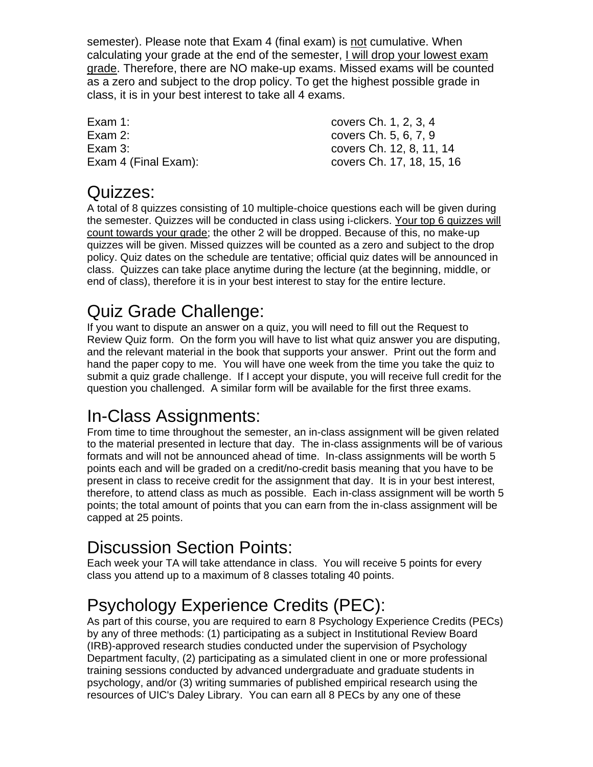semester). Please note that Exam 4 (final exam) is not cumulative. When calculating your grade at the end of the semester, I will drop your lowest exam grade. Therefore, there are NO make-up exams. Missed exams will be counted as a zero and subject to the drop policy. To get the highest possible grade in class, it is in your best interest to take all 4 exams.

| | |
|---|---|
| Exam 1: | covers Ch. 1, 2, 3, 4 |
| Exam 2: | covers Ch. 5, 6, 7, 9 |
| Exam 3: | covers Ch. 12, 8, 11, 14 |
| Exam 4 (Final Exam): | covers Ch. 17, 18, 15, 16 |

## Quizzes:

A total of 8 quizzes consisting of 10 multiple-choice questions each will be given during the semester. Quizzes will be conducted in class using i-clickers. Your top 6 quizzes will count towards your grade; the other 2 will be dropped. Because of this, no make-up quizzes will be given. Missed quizzes will be counted as a zero and subject to the drop policy. Quiz dates on the schedule are tentative; official quiz dates will be announced in class. Quizzes can take place anytime during the lecture (at the beginning, middle, or end of class), therefore it is in your best interest to stay for the entire lecture.

## Quiz Grade Challenge:

If you want to dispute an answer on a quiz, you will need to fill out the Request to Review Quiz form. On the form you will have to list what quiz answer you are disputing, and the relevant material in the book that supports your answer. Print out the form and hand the paper copy to me. You will have one week from the time you take the quiz to submit a quiz grade challenge. If I accept your dispute, you will receive full credit for the question you challenged. A similar form will be available for the first three exams.

## In-Class Assignments:

From time to time throughout the semester, an in-class assignment will be given related to the material presented in lecture that day. The in-class assignments will be of various formats and will not be announced ahead of time. In-class assignments will be worth 5 points each and will be graded on a credit/no-credit basis meaning that you have to be present in class to receive credit for the assignment that day. It is in your best interest, therefore, to attend class as much as possible. Each in-class assignment will be worth 5 points; the total amount of points that you can earn from the in-class assignment will be capped at 25 points.

## Discussion Section Points:

Each week your TA will take attendance in class. You will receive 5 points for every class you attend up to a maximum of 8 classes totaling 40 points.

## Psychology Experience Credits (PEC):

As part of this course, you are required to earn 8 Psychology Experience Credits (PECs) by any of three methods: (1) participating as a subject in Institutional Review Board (IRB)-approved research studies conducted under the supervision of Psychology Department faculty, (2) participating as a simulated client in one or more professional training sessions conducted by advanced undergraduate and graduate students in psychology, and/or (3) writing summaries of published empirical research using the resources of UIC's Daley Library. You can earn all 8 PECs by any one of these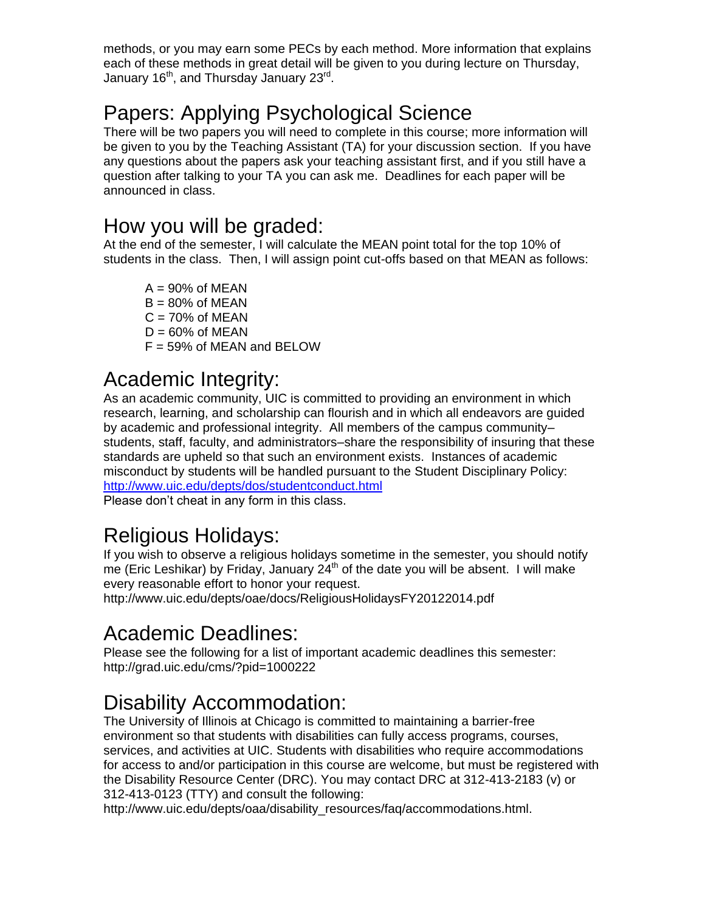methods, or you may earn some PECs by each method. More information that explains each of these methods in great detail will be given to you during lecture on Thursday, January 16th, and Thursday January 23rd.

## Papers: Applying Psychological Science

There will be two papers you will need to complete in this course; more information will be given to you by the Teaching Assistant (TA) for your discussion section. If you have any questions about the papers ask your teaching assistant first, and if you still have a question after talking to your TA you can ask me. Deadlines for each paper will be announced in class.

## How you will be graded:

At the end of the semester, I will calculate the MEAN point total for the top 10% of students in the class. Then, I will assign point cut-offs based on that MEAN as follows:

A = 90% of MEAN
B = 80% of MEAN
C = 70% of MEAN
D = 60% of MEAN
F = 59% of MEAN and BELOW

## Academic Integrity:

As an academic community, UIC is committed to providing an environment in which research, learning, and scholarship can flourish and in which all endeavors are guided by academic and professional integrity. All members of the campus community–students, staff, faculty, and administrators–share the responsibility of insuring that these standards are upheld so that such an environment exists. Instances of academic misconduct by students will be handled pursuant to the Student Disciplinary Policy: http://www.uic.edu/depts/dos/studentconduct.html
Please don't cheat in any form in this class.

## Religious Holidays:

If you wish to observe a religious holidays sometime in the semester, you should notify me (Eric Leshikar) by Friday, January 24th of the date you will be absent. I will make every reasonable effort to honor your request.
http://www.uic.edu/depts/oae/docs/ReligiousHolidaysFY20122014.pdf

## Academic Deadlines:

Please see the following for a list of important academic deadlines this semester:
http://grad.uic.edu/cms/?pid=1000222

## Disability Accommodation:

The University of Illinois at Chicago is committed to maintaining a barrier-free environment so that students with disabilities can fully access programs, courses, services, and activities at UIC. Students with disabilities who require accommodations for access to and/or participation in this course are welcome, but must be registered with the Disability Resource Center (DRC). You may contact DRC at 312-413-2183 (v) or 312-413-0123 (TTY) and consult the following:
http://www.uic.edu/depts/oaa/disability_resources/faq/accommodations.html.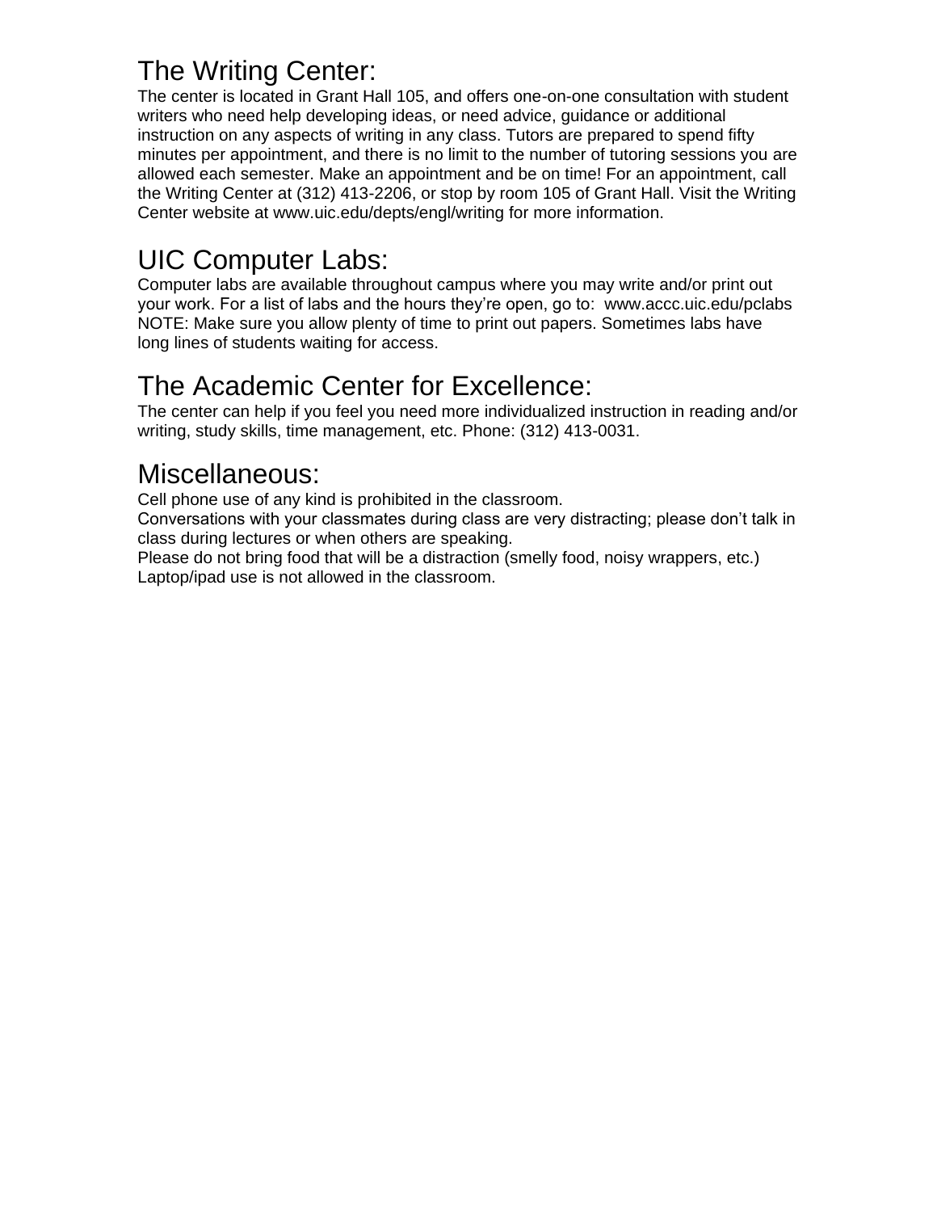## The Writing Center:

The center is located in Grant Hall 105, and offers one-on-one consultation with student writers who need help developing ideas, or need advice, guidance or additional instruction on any aspects of writing in any class. Tutors are prepared to spend fifty minutes per appointment, and there is no limit to the number of tutoring sessions you are allowed each semester. Make an appointment and be on time! For an appointment, call the Writing Center at (312) 413-2206, or stop by room 105 of Grant Hall. Visit the Writing Center website at www.uic.edu/depts/engl/writing for more information.

## UIC Computer Labs:

Computer labs are available throughout campus where you may write and/or print out your work. For a list of labs and the hours they're open, go to: www.accc.uic.edu/pclabs
NOTE: Make sure you allow plenty of time to print out papers. Sometimes labs have long lines of students waiting for access.

## The Academic Center for Excellence:

The center can help if you feel you need more individualized instruction in reading and/or writing, study skills, time management, etc. Phone: (312) 413-0031.

## Miscellaneous:

Cell phone use of any kind is prohibited in the classroom.
Conversations with your classmates during class are very distracting; please don't talk in class during lectures or when others are speaking.
Please do not bring food that will be a distraction (smelly food, noisy wrappers, etc.)
Laptop/ipad use is not allowed in the classroom.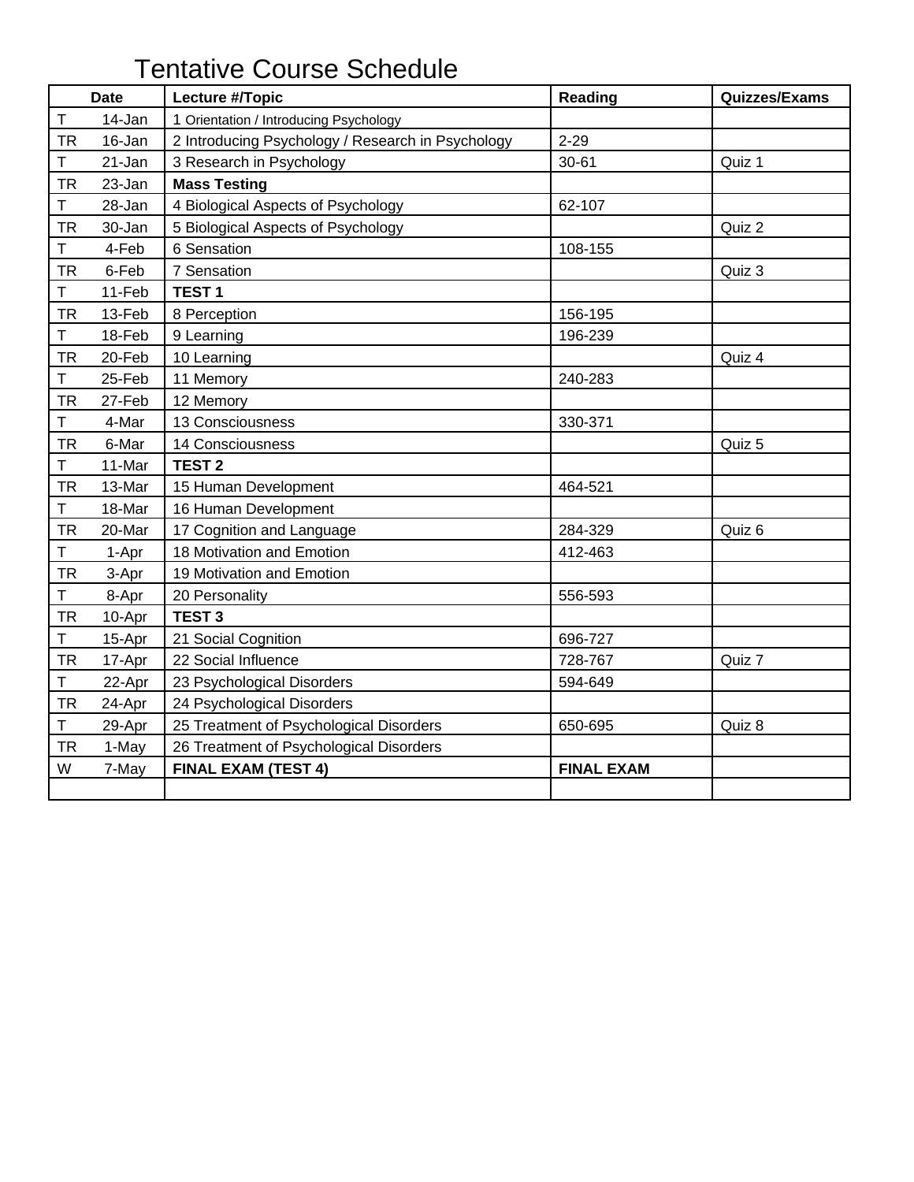# Tentative Course Schedule

| Date | Lecture #/Topic | Reading | Quizzes/Exams |
|---|---|---|---|
| T 14-Jan | 1 Orientation / Introducing Psychology | | |
| TR 16-Jan | 2 Introducing Psychology / Research in Psychology | 2-29 | |
| T 21-Jan | 3 Research in Psychology | 30-61 | Quiz 1 |
| TR 23-Jan | **Mass Testing** | | |
| T 28-Jan | 4 Biological Aspects of Psychology | 62-107 | |
| TR 30-Jan | 5 Biological Aspects of Psychology | | Quiz 2 |
| T 4-Feb | 6 Sensation | 108-155 | |
| TR 6-Feb | 7 Sensation | | Quiz 3 |
| T 11-Feb | **TEST 1** | | |
| TR 13-Feb | 8 Perception | 156-195 | |
| T 18-Feb | 9 Learning | 196-239 | |
| TR 20-Feb | 10 Learning | | Quiz 4 |
| T 25-Feb | 11 Memory | 240-283 | |
| TR 27-Feb | 12 Memory | | |
| T 4-Mar | 13 Consciousness | 330-371 | |
| TR 6-Mar | 14 Consciousness | | Quiz 5 |
| T 11-Mar | **TEST 2** | | |
| TR 13-Mar | 15 Human Development | 464-521 | |
| T 18-Mar | 16 Human Development | | |
| TR 20-Mar | 17 Cognition and Language | 284-329 | Quiz 6 |
| T 1-Apr | 18 Motivation and Emotion | 412-463 | |
| TR 3-Apr | 19 Motivation and Emotion | | |
| T 8-Apr | 20 Personality | 556-593 | |
| TR 10-Apr | **TEST 3** | | |
| T 15-Apr | 21 Social Cognition | 696-727 | |
| TR 17-Apr | 22 Social Influence | 728-767 | Quiz 7 |
| T 22-Apr | 23 Psychological Disorders | 594-649 | |
| TR 24-Apr | 24 Psychological Disorders | | |
| T 29-Apr | 25 Treatment of Psychological Disorders | 650-695 | Quiz 8 |
| TR 1-May | 26 Treatment of Psychological Disorders | | |
| W 7-May | **FINAL EXAM (TEST 4)** | **FINAL EXAM** | |
| | | | |